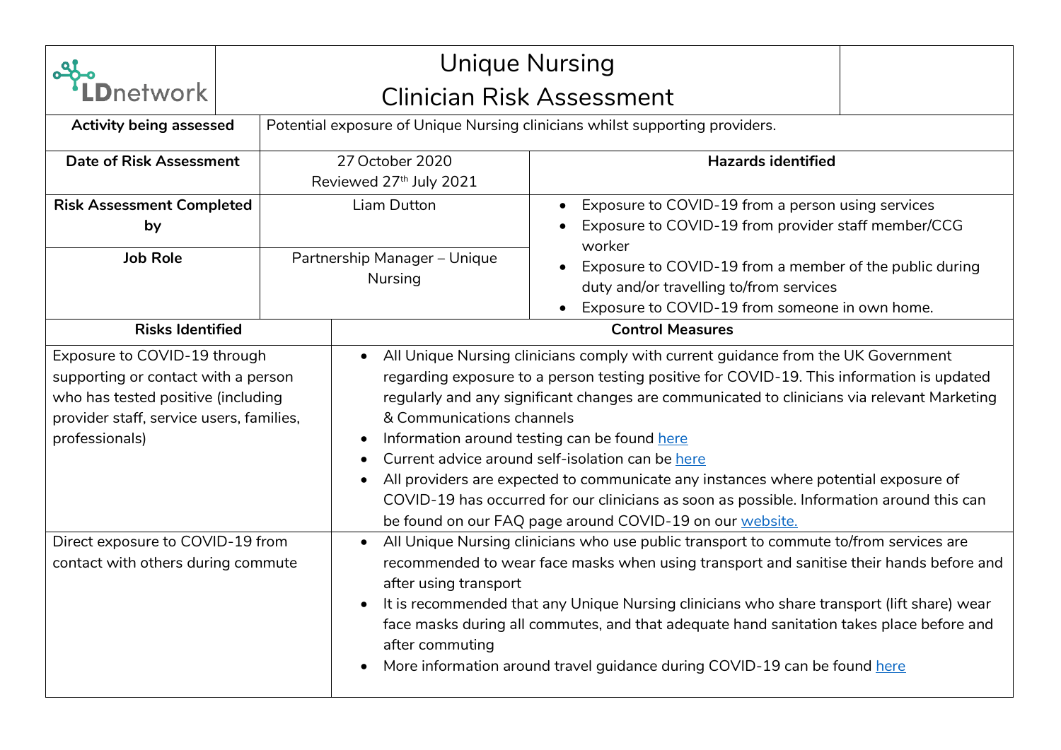LDnetwork

# Unique Nursing
# Clinician Risk Assessment

| | | |
|---|---|---|
| **Activity being assessed** | Potential exposure of Unique Nursing clinicians whilst supporting providers. | |
| **Date of Risk Assessment** | 27 October 2020<br>Reviewed 27th July 2021 | **Hazards identified** |
| **Risk Assessment Completed by** | Liam Dutton | • Exposure to COVID-19 from a person using services<br>• Exposure to COVID-19 from provider staff member/CCG worker<br>• Exposure to COVID-19 from a member of the public during duty and/or travelling to/from services<br>• Exposure to COVID-19 from someone in own home. |
| **Job Role** | Partnership Manager – Unique Nursing | |

| **Risks Identified** | **Control Measures** |
|---|---|
| Exposure to COVID-19 through supporting or contact with a person who has tested positive (including provider staff, service users, families, professionals) | • All Unique Nursing clinicians comply with current guidance from the UK Government regarding exposure to a person testing positive for COVID-19. This information is updated regularly and any significant changes are communicated to clinicians via relevant Marketing & Communications channels<br>• Information around testing can be found here<br>• Current advice around self-isolation can be here<br>• All providers are expected to communicate any instances where potential exposure of COVID-19 has occurred for our clinicians as soon as possible. Information around this can be found on our FAQ page around COVID-19 on our website. |
| Direct exposure to COVID-19 from contact with others during commute | • All Unique Nursing clinicians who use public transport to commute to/from services are recommended to wear face masks when using transport and sanitise their hands before and after using transport<br>• It is recommended that any Unique Nursing clinicians who share transport (lift share) wear face masks during all commutes, and that adequate hand sanitation takes place before and after commuting<br>• More information around travel guidance during COVID-19 can be found here |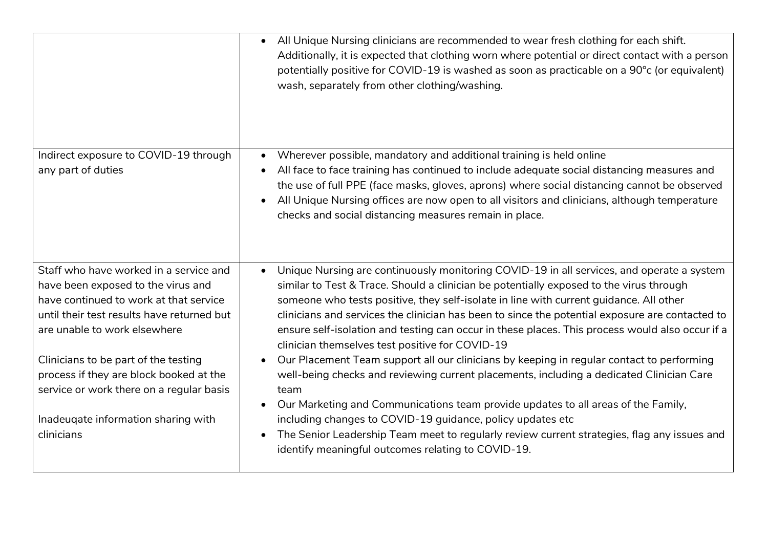| | |
|---|---|
| | • All Unique Nursing clinicians are recommended to wear fresh clothing for each shift. Additionally, it is expected that clothing worn where potential or direct contact with a person potentially positive for COVID-19 is washed as soon as practicable on a 90°c (or equivalent) wash, separately from other clothing/washing. |
| Indirect exposure to COVID-19 through any part of duties | • Wherever possible, mandatory and additional training is held online<br>• All face to face training has continued to include adequate social distancing measures and the use of full PPE (face masks, gloves, aprons) where social distancing cannot be observed<br>• All Unique Nursing offices are now open to all visitors and clinicians, although temperature checks and social distancing measures remain in place. |
| Staff who have worked in a service and have been exposed to the virus and have continued to work at that service until their test results have returned but are unable to work elsewhere<br><br>Clinicians to be part of the testing process if they are block booked at the service or work there on a regular basis<br><br>Inadeuqate information sharing with clinicians | • Unique Nursing are continuously monitoring COVID-19 in all services, and operate a system similar to Test & Trace. Should a clinician be potentially exposed to the virus through someone who tests positive, they self-isolate in line with current guidance. All other clinicians and services the clinician has been to since the potential exposure are contacted to ensure self-isolation and testing can occur in these places. This process would also occur if a clinician themselves test positive for COVID-19<br>• Our Placement Team support all our clinicians by keeping in regular contact to performing well-being checks and reviewing current placements, including a dedicated Clinician Care team<br>• Our Marketing and Communications team provide updates to all areas of the Family, including changes to COVID-19 guidance, policy updates etc<br>• The Senior Leadership Team meet to regularly review current strategies, flag any issues and identify meaningful outcomes relating to COVID-19. |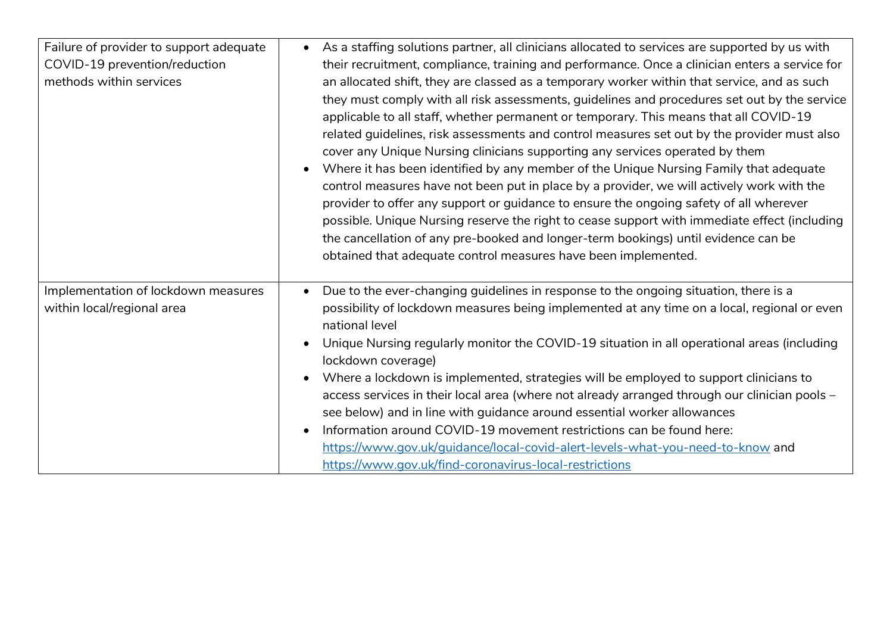| | |
|---|---|
| Failure of provider to support adequate COVID-19 prevention/reduction methods within services | • As a staffing solutions partner, all clinicians allocated to services are supported by us with their recruitment, compliance, training and performance. Once a clinician enters a service for an allocated shift, they are classed as a temporary worker within that service, and as such they must comply with all risk assessments, guidelines and procedures set out by the service applicable to all staff, whether permanent or temporary. This means that all COVID-19 related guidelines, risk assessments and control measures set out by the provider must also cover any Unique Nursing clinicians supporting any services operated by them<br>• Where it has been identified by any member of the Unique Nursing Family that adequate control measures have not been put in place by a provider, we will actively work with the provider to offer any support or guidance to ensure the ongoing safety of all wherever possible. Unique Nursing reserve the right to cease support with immediate effect (including the cancellation of any pre-booked and longer-term bookings) until evidence can be obtained that adequate control measures have been implemented. |
| Implementation of lockdown measures within local/regional area | • Due to the ever-changing guidelines in response to the ongoing situation, there is a possibility of lockdown measures being implemented at any time on a local, regional or even national level<br>• Unique Nursing regularly monitor the COVID-19 situation in all operational areas (including lockdown coverage)<br>• Where a lockdown is implemented, strategies will be employed to support clinicians to access services in their local area (where not already arranged through our clinician pools – see below) and in line with guidance around essential worker allowances<br>• Information around COVID-19 movement restrictions can be found here: https://www.gov.uk/guidance/local-covid-alert-levels-what-you-need-to-know and https://www.gov.uk/find-coronavirus-local-restrictions |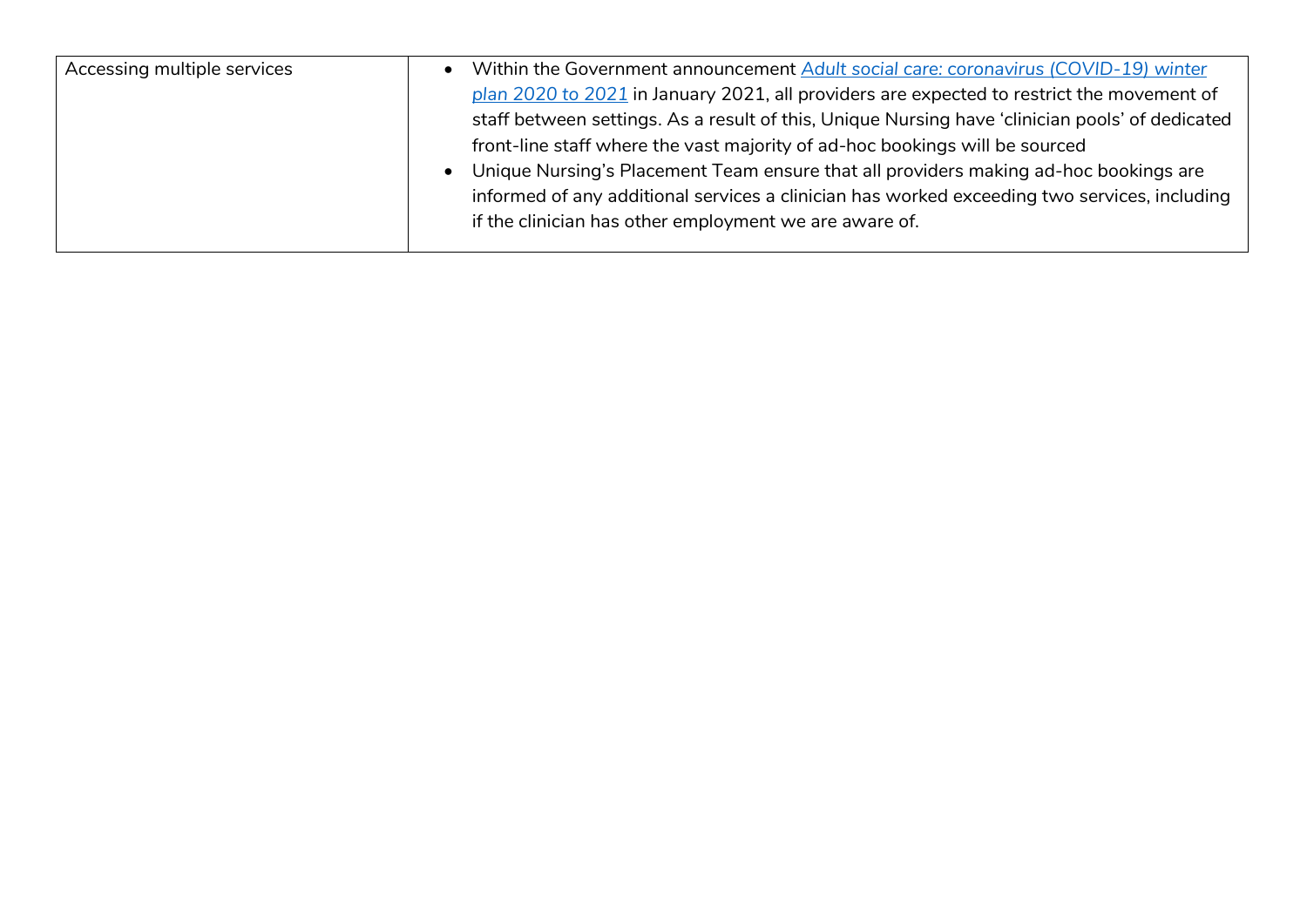| | |
|---|---|
| Accessing multiple services | • Within the Government announcement *Adult social care: coronavirus (COVID-19) winter plan 2020 to 2021* in January 2021, all providers are expected to restrict the movement of staff between settings. As a result of this, Unique Nursing have 'clinician pools' of dedicated front-line staff where the vast majority of ad-hoc bookings will be sourced<br>• Unique Nursing's Placement Team ensure that all providers making ad-hoc bookings are informed of any additional services a clinician has worked exceeding two services, including if the clinician has other employment we are aware of. |